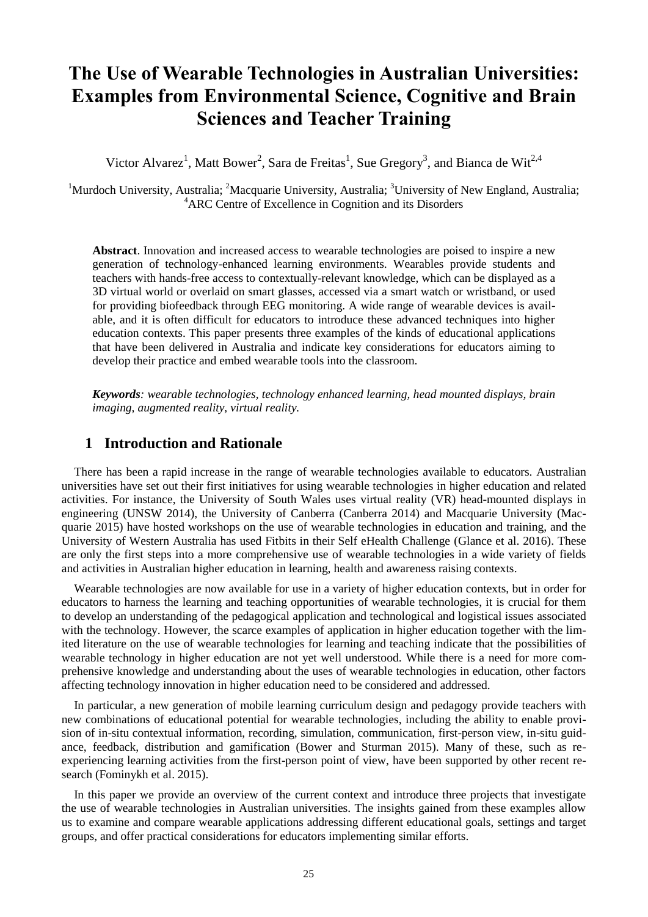# The Use of Wearable Technologies in Australian Universities: Examples from Environmental Science, Cognitive and Brain Sciences and Teacher Training

Victor Alvarez[1], Matt Bower[2], Sara de Freitas[1], Sue Gregory[3], and Bianca de Wit[2,4]

[1]Murdoch University, Australia; [2]Macquarie University, Australia; [3]University of New England, Australia; [4]ARC Centre of Excellence in Cognition and its Disorders

**Abstract**. Innovation and increased access to wearable technologies are poised to inspire a new generation of technology-enhanced learning environments. Wearables provide students and teachers with hands-free access to contextually-relevant knowledge, which can be displayed as a 3D virtual world or overlaid on smart glasses, accessed via a smart watch or wristband, or used for providing biofeedback through EEG monitoring. A wide range of wearable devices is available, and it is often difficult for educators to introduce these advanced techniques into higher education contexts. This paper presents three examples of the kinds of educational applications that have been delivered in Australia and indicate key considerations for educators aiming to develop their practice and embed wearable tools into the classroom.

***Keywords****: wearable technologies, technology enhanced learning, head mounted displays, brain imaging, augmented reality, virtual reality.*

## 1 Introduction and Rationale

There has been a rapid increase in the range of wearable technologies available to educators. Australian universities have set out their first initiatives for using wearable technologies in higher education and related activities. For instance, the University of South Wales uses virtual reality (VR) head-mounted displays in engineering (UNSW 2014), the University of Canberra (Canberra 2014) and Macquarie University (Macquarie 2015) have hosted workshops on the use of wearable technologies in education and training, and the University of Western Australia has used Fitbits in their Self eHealth Challenge (Glance et al. 2016). These are only the first steps into a more comprehensive use of wearable technologies in a wide variety of fields and activities in Australian higher education in learning, health and awareness raising contexts.

Wearable technologies are now available for use in a variety of higher education contexts, but in order for educators to harness the learning and teaching opportunities of wearable technologies, it is crucial for them to develop an understanding of the pedagogical application and technological and logistical issues associated with the technology. However, the scarce examples of application in higher education together with the limited literature on the use of wearable technologies for learning and teaching indicate that the possibilities of wearable technology in higher education are not yet well understood. While there is a need for more comprehensive knowledge and understanding about the uses of wearable technologies in education, other factors affecting technology innovation in higher education need to be considered and addressed.

In particular, a new generation of mobile learning curriculum design and pedagogy provide teachers with new combinations of educational potential for wearable technologies, including the ability to enable provision of in-situ contextual information, recording, simulation, communication, first-person view, in-situ guidance, feedback, distribution and gamification (Bower and Sturman 2015). Many of these, such as re-experiencing learning activities from the first-person point of view, have been supported by other recent research (Fominykh et al. 2015).

In this paper we provide an overview of the current context and introduce three projects that investigate the use of wearable technologies in Australian universities. The insights gained from these examples allow us to examine and compare wearable applications addressing different educational goals, settings and target groups, and offer practical considerations for educators implementing similar efforts.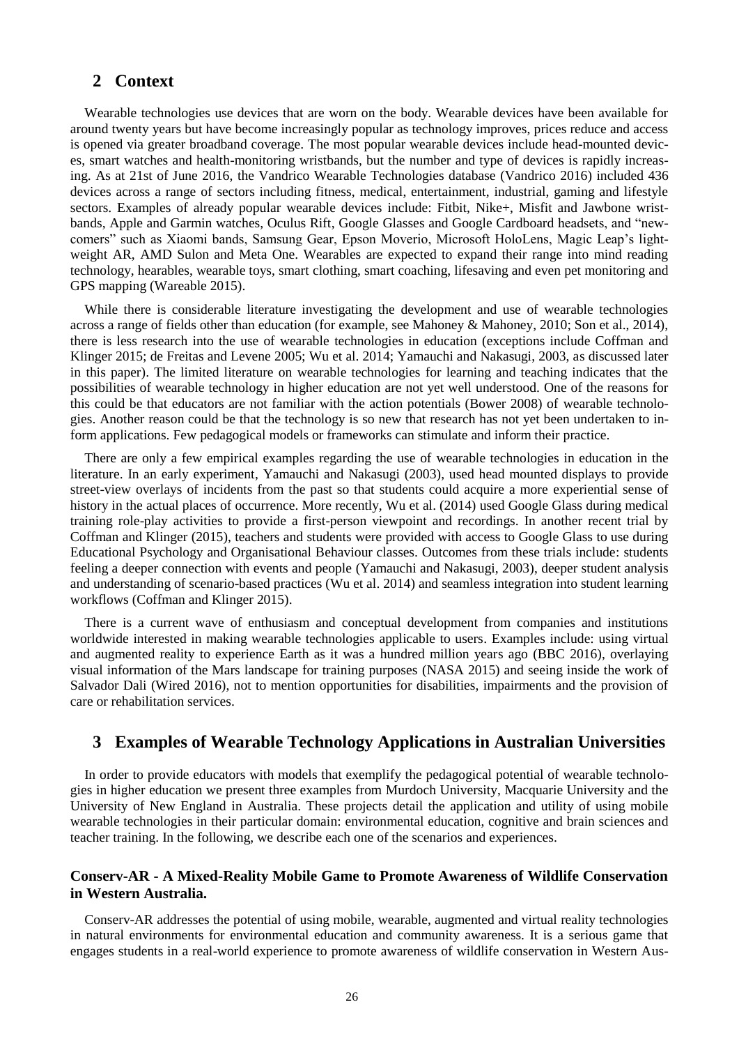## 2 Context

Wearable technologies use devices that are worn on the body. Wearable devices have been available for around twenty years but have become increasingly popular as technology improves, prices reduce and access is opened via greater broadband coverage. The most popular wearable devices include head-mounted devices, smart watches and health-monitoring wristbands, but the number and type of devices is rapidly increasing. As at 21st of June 2016, the Vandrico Wearable Technologies database (Vandrico 2016) included 436 devices across a range of sectors including fitness, medical, entertainment, industrial, gaming and lifestyle sectors. Examples of already popular wearable devices include: Fitbit, Nike+, Misfit and Jawbone wristbands, Apple and Garmin watches, Oculus Rift, Google Glasses and Google Cardboard headsets, and "newcomers" such as Xiaomi bands, Samsung Gear, Epson Moverio, Microsoft HoloLens, Magic Leap's lightweight AR, AMD Sulon and Meta One. Wearables are expected to expand their range into mind reading technology, hearables, wearable toys, smart clothing, smart coaching, lifesaving and even pet monitoring and GPS mapping (Wareable 2015).

While there is considerable literature investigating the development and use of wearable technologies across a range of fields other than education (for example, see Mahoney & Mahoney, 2010; Son et al., 2014), there is less research into the use of wearable technologies in education (exceptions include Coffman and Klinger 2015; de Freitas and Levene 2005; Wu et al. 2014; Yamauchi and Nakasugi, 2003, as discussed later in this paper). The limited literature on wearable technologies for learning and teaching indicates that the possibilities of wearable technology in higher education are not yet well understood. One of the reasons for this could be that educators are not familiar with the action potentials (Bower 2008) of wearable technologies. Another reason could be that the technology is so new that research has not yet been undertaken to inform applications. Few pedagogical models or frameworks can stimulate and inform their practice.

There are only a few empirical examples regarding the use of wearable technologies in education in the literature. In an early experiment, Yamauchi and Nakasugi (2003), used head mounted displays to provide street-view overlays of incidents from the past so that students could acquire a more experiential sense of history in the actual places of occurrence. More recently, Wu et al. (2014) used Google Glass during medical training role-play activities to provide a first-person viewpoint and recordings. In another recent trial by Coffman and Klinger (2015), teachers and students were provided with access to Google Glass to use during Educational Psychology and Organisational Behaviour classes. Outcomes from these trials include: students feeling a deeper connection with events and people (Yamauchi and Nakasugi, 2003), deeper student analysis and understanding of scenario-based practices (Wu et al. 2014) and seamless integration into student learning workflows (Coffman and Klinger 2015).

There is a current wave of enthusiasm and conceptual development from companies and institutions worldwide interested in making wearable technologies applicable to users. Examples include: using virtual and augmented reality to experience Earth as it was a hundred million years ago (BBC 2016), overlaying visual information of the Mars landscape for training purposes (NASA 2015) and seeing inside the work of Salvador Dali (Wired 2016), not to mention opportunities for disabilities, impairments and the provision of care or rehabilitation services.

## 3 Examples of Wearable Technology Applications in Australian Universities

In order to provide educators with models that exemplify the pedagogical potential of wearable technologies in higher education we present three examples from Murdoch University, Macquarie University and the University of New England in Australia. These projects detail the application and utility of using mobile wearable technologies in their particular domain: environmental education, cognitive and brain sciences and teacher training. In the following, we describe each one of the scenarios and experiences.

### Conserv-AR - A Mixed-Reality Mobile Game to Promote Awareness of Wildlife Conservation in Western Australia.

Conserv-AR addresses the potential of using mobile, wearable, augmented and virtual reality technologies in natural environments for environmental education and community awareness. It is a serious game that engages students in a real-world experience to promote awareness of wildlife conservation in Western Aus-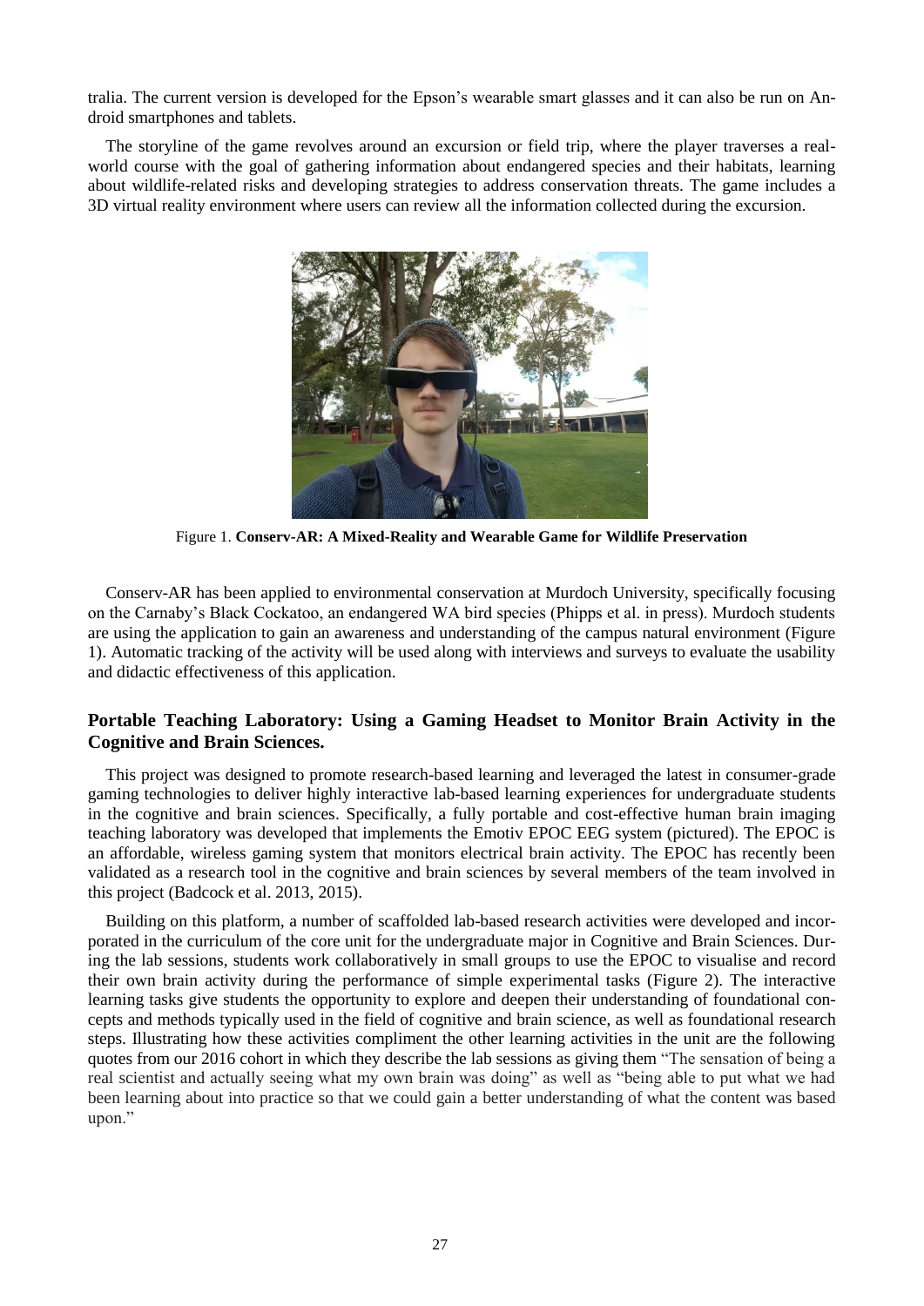tralia. The current version is developed for the Epson's wearable smart glasses and it can also be run on Android smartphones and tablets.

The storyline of the game revolves around an excursion or field trip, where the player traverses a real-world course with the goal of gathering information about endangered species and their habitats, learning about wildlife-related risks and developing strategies to address conservation threats. The game includes a 3D virtual reality environment where users can review all the information collected during the excursion.

Figure 1. **Conserv-AR: A Mixed-Reality and Wearable Game for Wildlife Preservation**

Conserv-AR has been applied to environmental conservation at Murdoch University, specifically focusing on the Carnaby's Black Cockatoo, an endangered WA bird species (Phipps et al. in press). Murdoch students are using the application to gain an awareness and understanding of the campus natural environment (Figure 1). Automatic tracking of the activity will be used along with interviews and surveys to evaluate the usability and didactic effectiveness of this application.

## Portable Teaching Laboratory: Using a Gaming Headset to Monitor Brain Activity in the Cognitive and Brain Sciences.

This project was designed to promote research-based learning and leveraged the latest in consumer-grade gaming technologies to deliver highly interactive lab-based learning experiences for undergraduate students in the cognitive and brain sciences. Specifically, a fully portable and cost-effective human brain imaging teaching laboratory was developed that implements the Emotiv EPOC EEG system (pictured). The EPOC is an affordable, wireless gaming system that monitors electrical brain activity. The EPOC has recently been validated as a research tool in the cognitive and brain sciences by several members of the team involved in this project (Badcock et al. 2013, 2015).

Building on this platform, a number of scaffolded lab-based research activities were developed and incorporated in the curriculum of the core unit for the undergraduate major in Cognitive and Brain Sciences. During the lab sessions, students work collaboratively in small groups to use the EPOC to visualise and record their own brain activity during the performance of simple experimental tasks (Figure 2). The interactive learning tasks give students the opportunity to explore and deepen their understanding of foundational concepts and methods typically used in the field of cognitive and brain science, as well as foundational research steps. Illustrating how these activities compliment the other learning activities in the unit are the following quotes from our 2016 cohort in which they describe the lab sessions as giving them "The sensation of being a real scientist and actually seeing what my own brain was doing" as well as "being able to put what we had been learning about into practice so that we could gain a better understanding of what the content was based upon."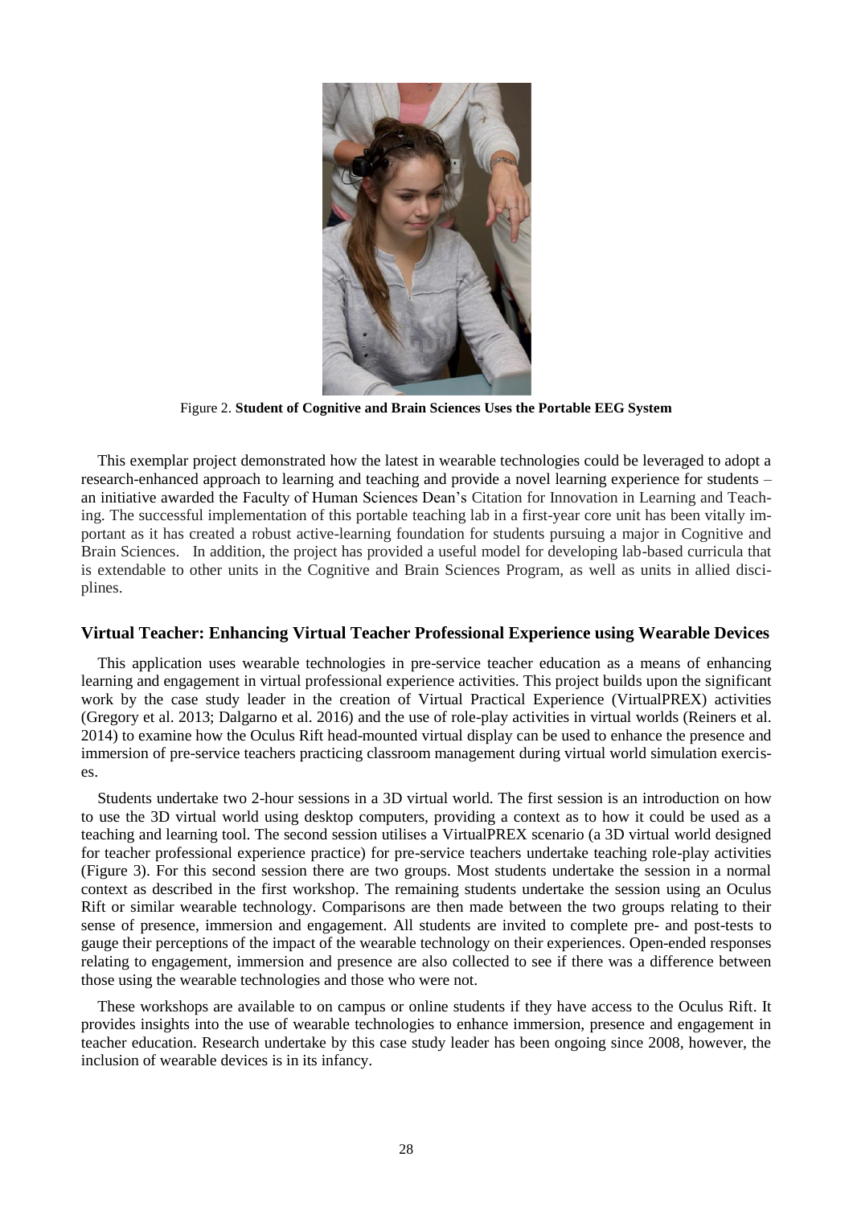Figure 2. **Student of Cognitive and Brain Sciences Uses the Portable EEG System**

This exemplar project demonstrated how the latest in wearable technologies could be leveraged to adopt a research-enhanced approach to learning and teaching and provide a novel learning experience for students – an initiative awarded the Faculty of Human Sciences Dean's Citation for Innovation in Learning and Teaching. The successful implementation of this portable teaching lab in a first-year core unit has been vitally important as it has created a robust active-learning foundation for students pursuing a major in Cognitive and Brain Sciences. In addition, the project has provided a useful model for developing lab-based curricula that is extendable to other units in the Cognitive and Brain Sciences Program, as well as units in allied disciplines.

### Virtual Teacher: Enhancing Virtual Teacher Professional Experience using Wearable Devices

This application uses wearable technologies in pre-service teacher education as a means of enhancing learning and engagement in virtual professional experience activities. This project builds upon the significant work by the case study leader in the creation of Virtual Practical Experience (VirtualPREX) activities (Gregory et al. 2013; Dalgarno et al. 2016) and the use of role-play activities in virtual worlds (Reiners et al. 2014) to examine how the Oculus Rift head-mounted virtual display can be used to enhance the presence and immersion of pre-service teachers practicing classroom management during virtual world simulation exercises.

Students undertake two 2-hour sessions in a 3D virtual world. The first session is an introduction on how to use the 3D virtual world using desktop computers, providing a context as to how it could be used as a teaching and learning tool. The second session utilises a VirtualPREX scenario (a 3D virtual world designed for teacher professional experience practice) for pre-service teachers undertake teaching role-play activities (Figure 3). For this second session there are two groups. Most students undertake the session in a normal context as described in the first workshop. The remaining students undertake the session using an Oculus Rift or similar wearable technology. Comparisons are then made between the two groups relating to their sense of presence, immersion and engagement. All students are invited to complete pre- and post-tests to gauge their perceptions of the impact of the wearable technology on their experiences. Open-ended responses relating to engagement, immersion and presence are also collected to see if there was a difference between those using the wearable technologies and those who were not.

These workshops are available to on campus or online students if they have access to the Oculus Rift. It provides insights into the use of wearable technologies to enhance immersion, presence and engagement in teacher education. Research undertake by this case study leader has been ongoing since 2008, however, the inclusion of wearable devices is in its infancy.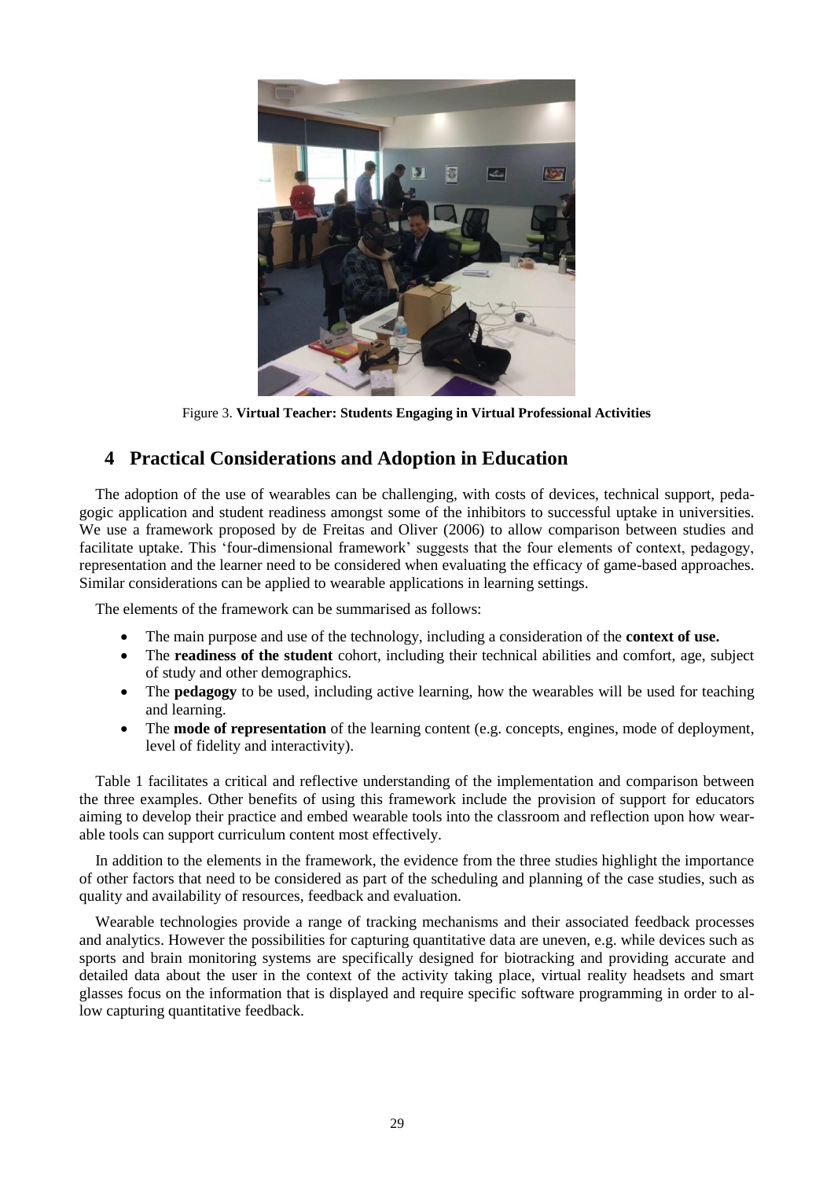Figure 3. **Virtual Teacher: Students Engaging in Virtual Professional Activities**

## 4 Practical Considerations and Adoption in Education

The adoption of the use of wearables can be challenging, with costs of devices, technical support, pedagogic application and student readiness amongst some of the inhibitors to successful uptake in universities. We use a framework proposed by de Freitas and Oliver (2006) to allow comparison between studies and facilitate uptake. This 'four-dimensional framework' suggests that the four elements of context, pedagogy, representation and the learner need to be considered when evaluating the efficacy of game-based approaches. Similar considerations can be applied to wearable applications in learning settings.

The elements of the framework can be summarised as follows:

- The main purpose and use of the technology, including a consideration of the **context of use.**
- The **readiness of the student** cohort, including their technical abilities and comfort, age, subject of study and other demographics.
- The **pedagogy** to be used, including active learning, how the wearables will be used for teaching and learning.
- The **mode of representation** of the learning content (e.g. concepts, engines, mode of deployment, level of fidelity and interactivity).

Table 1 facilitates a critical and reflective understanding of the implementation and comparison between the three examples. Other benefits of using this framework include the provision of support for educators aiming to develop their practice and embed wearable tools into the classroom and reflection upon how wearable tools can support curriculum content most effectively.

In addition to the elements in the framework, the evidence from the three studies highlight the importance of other factors that need to be considered as part of the scheduling and planning of the case studies, such as quality and availability of resources, feedback and evaluation.

Wearable technologies provide a range of tracking mechanisms and their associated feedback processes and analytics. However the possibilities for capturing quantitative data are uneven, e.g. while devices such as sports and brain monitoring systems are specifically designed for biotracking and providing accurate and detailed data about the user in the context of the activity taking place, virtual reality headsets and smart glasses focus on the information that is displayed and require specific software programming in order to allow capturing quantitative feedback.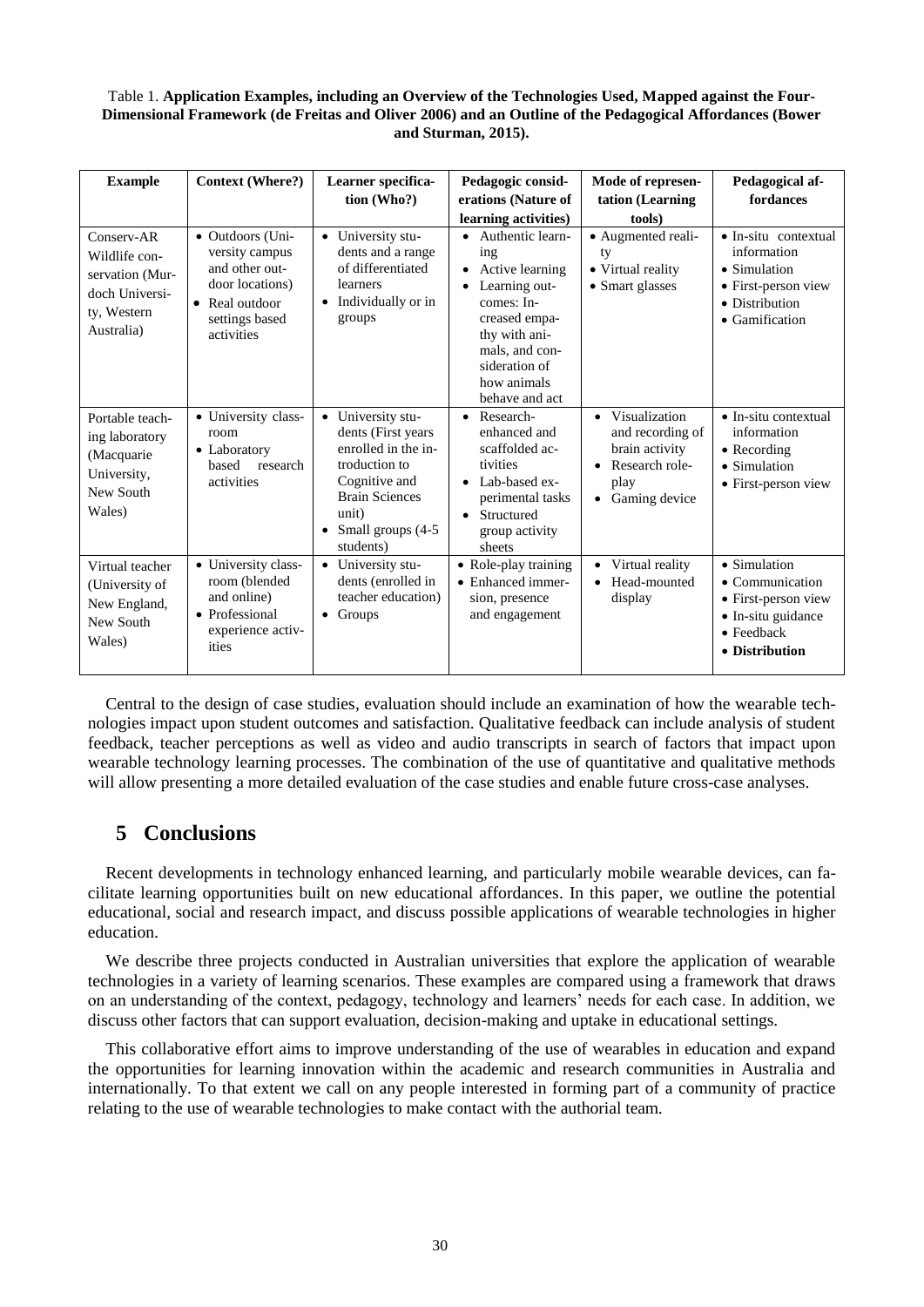Table 1. **Application Examples, including an Overview of the Technologies Used, Mapped against the Four-Dimensional Framework (de Freitas and Oliver 2006) and an Outline of the Pedagogical Affordances (Bower and Sturman, 2015).**

| Example | Context (Where?) | Learner specification (Who?) | Pedagogic considerations (Nature of learning activities) | Mode of representation (Learning tools) | Pedagogical affordances |
|---|---|---|---|---|---|
| Conserv-AR Wildlife conservation (Murdoch University, Western Australia) | • Outdoors (University campus and other outdoor locations)<br>• Real outdoor settings based activities | • University students and a range of differentiated learners<br>• Individually or in groups | • Authentic learning<br>• Active learning<br>• Learning outcomes: Increased empathy with animals, and consideration of how animals behave and act | • Augmented reality<br>• Virtual reality<br>• Smart glasses | • In-situ contextual information<br>• Simulation<br>• First-person view<br>• Distribution<br>• Gamification |
| Portable teaching laboratory (Macquarie University, New South Wales) | • University classroom<br>• Laboratory based research activities | • University students (First years enrolled in the introduction to Cognitive and Brain Sciences unit)<br>• Small groups (4-5 students) | • Research-enhanced and scaffolded activities<br>• Lab-based experimental tasks<br>• Structured group activity sheets | • Visualization and recording of brain activity<br>• Research role-play<br>• Gaming device | • In-situ contextual information<br>• Recording<br>• Simulation<br>• First-person view |
| Virtual teacher (University of New England, New South Wales) | • University classroom (blended and online)<br>• Professional experience activities | • University students (enrolled in teacher education)<br>• Groups | • Role-play training<br>• Enhanced immersion, presence and engagement | • Virtual reality<br>• Head-mounted display | • Simulation<br>• Communication<br>• First-person view<br>• In-situ guidance<br>• Feedback<br>• **Distribution** |

Central to the design of case studies, evaluation should include an examination of how the wearable technologies impact upon student outcomes and satisfaction. Qualitative feedback can include analysis of student feedback, teacher perceptions as well as video and audio transcripts in search of factors that impact upon wearable technology learning processes. The combination of the use of quantitative and qualitative methods will allow presenting a more detailed evaluation of the case studies and enable future cross-case analyses.

## 5 Conclusions

Recent developments in technology enhanced learning, and particularly mobile wearable devices, can facilitate learning opportunities built on new educational affordances. In this paper, we outline the potential educational, social and research impact, and discuss possible applications of wearable technologies in higher education.

We describe three projects conducted in Australian universities that explore the application of wearable technologies in a variety of learning scenarios. These examples are compared using a framework that draws on an understanding of the context, pedagogy, technology and learners' needs for each case. In addition, we discuss other factors that can support evaluation, decision-making and uptake in educational settings.

This collaborative effort aims to improve understanding of the use of wearables in education and expand the opportunities for learning innovation within the academic and research communities in Australia and internationally. To that extent we call on any people interested in forming part of a community of practice relating to the use of wearable technologies to make contact with the authorial team.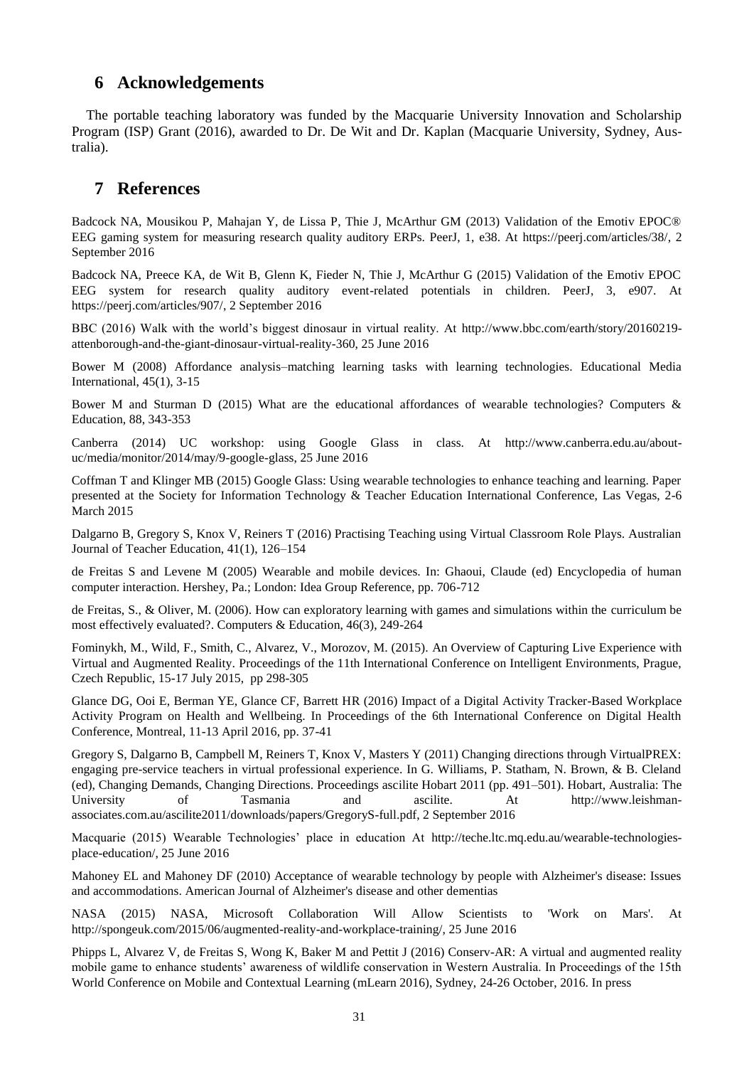## 6 Acknowledgements

The portable teaching laboratory was funded by the Macquarie University Innovation and Scholarship Program (ISP) Grant (2016), awarded to Dr. De Wit and Dr. Kaplan (Macquarie University, Sydney, Australia).

## 7 References

Badcock NA, Mousikou P, Mahajan Y, de Lissa P, Thie J, McArthur GM (2013) Validation of the Emotiv EPOC® EEG gaming system for measuring research quality auditory ERPs. PeerJ, 1, e38. At https://peerj.com/articles/38/, 2 September 2016

Badcock NA, Preece KA, de Wit B, Glenn K, Fieder N, Thie J, McArthur G (2015) Validation of the Emotiv EPOC EEG system for research quality auditory event-related potentials in children. PeerJ, 3, e907. At https://peerj.com/articles/907/, 2 September 2016

BBC (2016) Walk with the world's biggest dinosaur in virtual reality. At http://www.bbc.com/earth/story/20160219-attenborough-and-the-giant-dinosaur-virtual-reality-360, 25 June 2016

Bower M (2008) Affordance analysis–matching learning tasks with learning technologies. Educational Media International, 45(1), 3-15

Bower M and Sturman D (2015) What are the educational affordances of wearable technologies? Computers & Education, 88, 343-353

Canberra (2014) UC workshop: using Google Glass in class. At http://www.canberra.edu.au/about-uc/media/monitor/2014/may/9-google-glass, 25 June 2016

Coffman T and Klinger MB (2015) Google Glass: Using wearable technologies to enhance teaching and learning. Paper presented at the Society for Information Technology & Teacher Education International Conference, Las Vegas, 2-6 March 2015

Dalgarno B, Gregory S, Knox V, Reiners T (2016) Practising Teaching using Virtual Classroom Role Plays. Australian Journal of Teacher Education, 41(1), 126–154

de Freitas S and Levene M (2005) Wearable and mobile devices. In: Ghaoui, Claude (ed) Encyclopedia of human computer interaction. Hershey, Pa.; London: Idea Group Reference, pp. 706-712

de Freitas, S., & Oliver, M. (2006). How can exploratory learning with games and simulations within the curriculum be most effectively evaluated?. Computers & Education, 46(3), 249-264

Fominykh, M., Wild, F., Smith, C., Alvarez, V., Morozov, M. (2015). An Overview of Capturing Live Experience with Virtual and Augmented Reality. Proceedings of the 11th International Conference on Intelligent Environments, Prague, Czech Republic, 15-17 July 2015, pp 298-305

Glance DG, Ooi E, Berman YE, Glance CF, Barrett HR (2016) Impact of a Digital Activity Tracker-Based Workplace Activity Program on Health and Wellbeing. In Proceedings of the 6th International Conference on Digital Health Conference, Montreal, 11-13 April 2016, pp. 37-41

Gregory S, Dalgarno B, Campbell M, Reiners T, Knox V, Masters Y (2011) Changing directions through VirtualPREX: engaging pre-service teachers in virtual professional experience. In G. Williams, P. Statham, N. Brown, & B. Cleland (ed), Changing Demands, Changing Directions. Proceedings ascilite Hobart 2011 (pp. 491–501). Hobart, Australia: The University of Tasmania and ascilite. At http://www.leishman-associates.com.au/ascilite2011/downloads/papers/GregoryS-full.pdf, 2 September 2016

Macquarie (2015) Wearable Technologies' place in education At http://teche.ltc.mq.edu.au/wearable-technologies-place-education/, 25 June 2016

Mahoney EL and Mahoney DF (2010) Acceptance of wearable technology by people with Alzheimer's disease: Issues and accommodations. American Journal of Alzheimer's disease and other dementias

NASA (2015) NASA, Microsoft Collaboration Will Allow Scientists to 'Work on Mars'. At http://spongeuk.com/2015/06/augmented-reality-and-workplace-training/, 25 June 2016

Phipps L, Alvarez V, de Freitas S, Wong K, Baker M and Pettit J (2016) Conserv-AR: A virtual and augmented reality mobile game to enhance students' awareness of wildlife conservation in Western Australia. In Proceedings of the 15th World Conference on Mobile and Contextual Learning (mLearn 2016), Sydney, 24-26 October, 2016. In press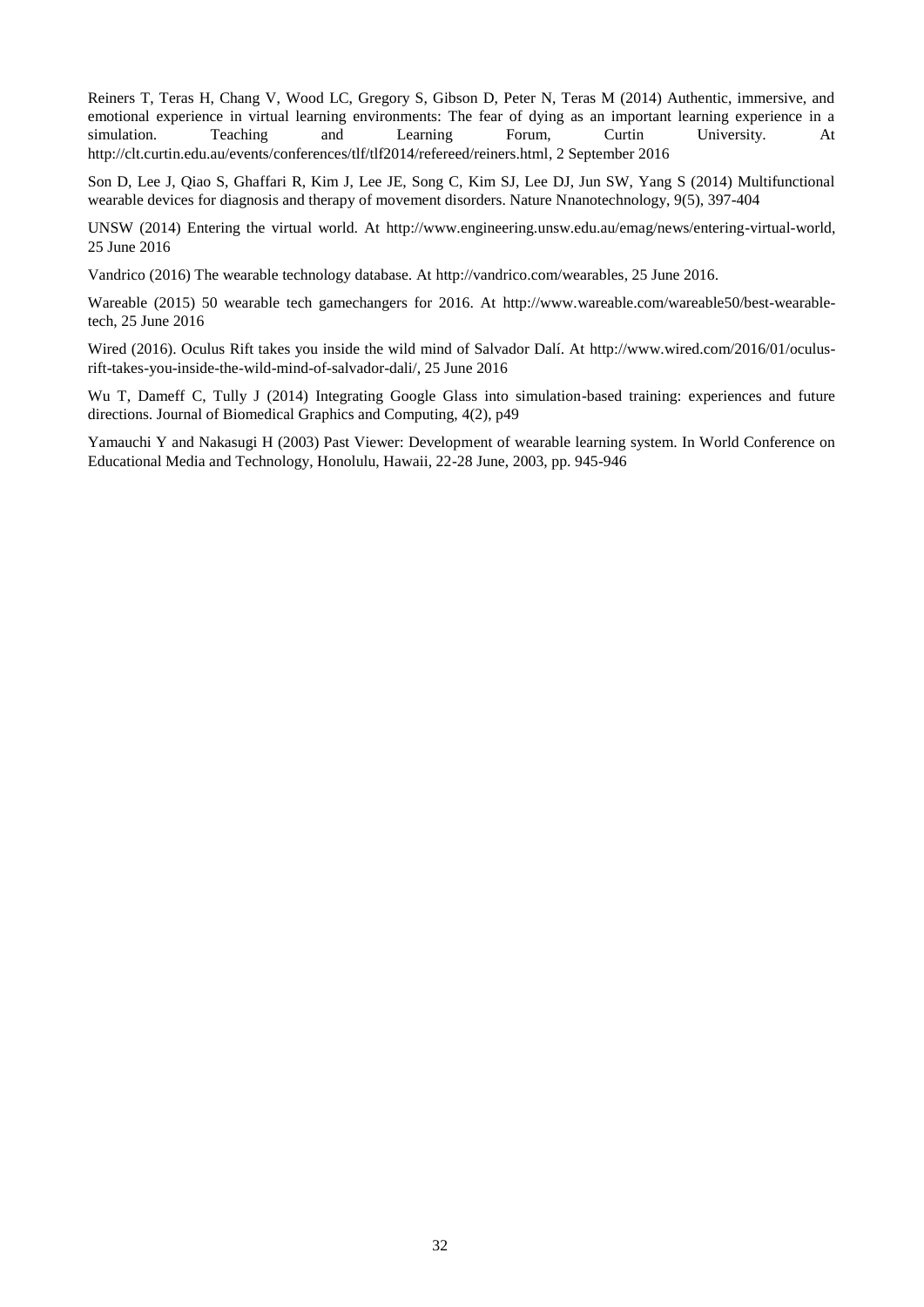Reiners T, Teras H, Chang V, Wood LC, Gregory S, Gibson D, Peter N, Teras M (2014) Authentic, immersive, and emotional experience in virtual learning environments: The fear of dying as an important learning experience in a simulation. Teaching and Learning Forum, Curtin University. At http://clt.curtin.edu.au/events/conferences/tlf/tlf2014/refereed/reiners.html, 2 September 2016

Son D, Lee J, Qiao S, Ghaffari R, Kim J, Lee JE, Song C, Kim SJ, Lee DJ, Jun SW, Yang S (2014) Multifunctional wearable devices for diagnosis and therapy of movement disorders. Nature Nnanotechnology, 9(5), 397-404

UNSW (2014) Entering the virtual world. At http://www.engineering.unsw.edu.au/emag/news/entering-virtual-world, 25 June 2016

Vandrico (2016) The wearable technology database. At http://vandrico.com/wearables, 25 June 2016.

Wareable (2015) 50 wearable tech gamechangers for 2016. At http://www.wareable.com/wareable50/best-wearable-tech, 25 June 2016

Wired (2016). Oculus Rift takes you inside the wild mind of Salvador Dalí. At http://www.wired.com/2016/01/oculus-rift-takes-you-inside-the-wild-mind-of-salvador-dali/, 25 June 2016

Wu T, Dameff C, Tully J (2014) Integrating Google Glass into simulation-based training: experiences and future directions. Journal of Biomedical Graphics and Computing, 4(2), p49

Yamauchi Y and Nakasugi H (2003) Past Viewer: Development of wearable learning system. In World Conference on Educational Media and Technology, Honolulu, Hawaii, 22-28 June, 2003, pp. 945-946